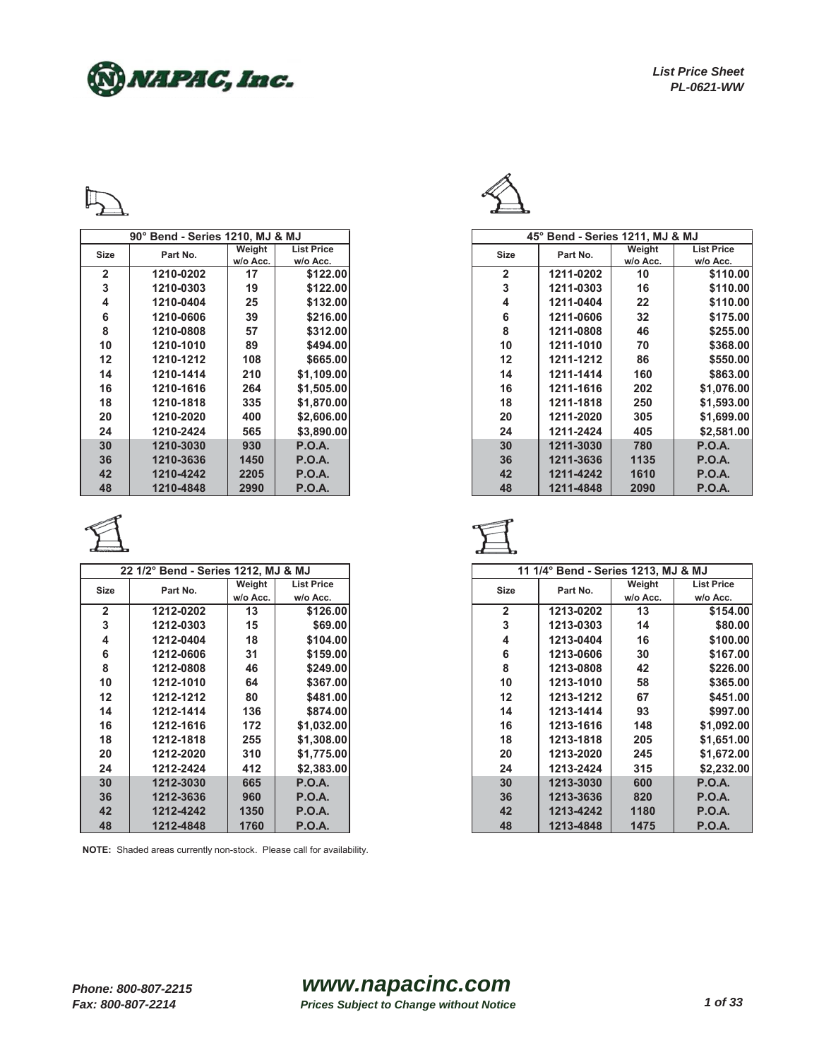NAPAC, Inc.

*List Price Sheet*
*PL-0621-WW*

| 90° Bend - Series 1210, MJ & MJ | | | |
|---|---|---|---|
| Size | Part No. | Weight w/o Acc. | List Price w/o Acc. |
| 2 | 1210-0202 | 17 | $122.00 |
| 3 | 1210-0303 | 19 | $122.00 |
| 4 | 1210-0404 | 25 | $132.00 |
| 6 | 1210-0606 | 39 | $216.00 |
| 8 | 1210-0808 | 57 | $312.00 |
| 10 | 1210-1010 | 89 | $494.00 |
| 12 | 1210-1212 | 108 | $665.00 |
| 14 | 1210-1414 | 210 | $1,109.00 |
| 16 | 1210-1616 | 264 | $1,505.00 |
| 18 | 1210-1818 | 335 | $1,870.00 |
| 20 | 1210-2020 | 400 | $2,606.00 |
| 24 | 1210-2424 | 565 | $3,890.00 |
| 30 | 1210-3030 | 930 | P.O.A. |
| 36 | 1210-3636 | 1450 | P.O.A. |
| 42 | 1210-4242 | 2205 | P.O.A. |
| 48 | 1210-4848 | 2990 | P.O.A. |

| 45° Bend - Series 1211, MJ & MJ | | | |
|---|---|---|---|
| Size | Part No. | Weight w/o Acc. | List Price w/o Acc. |
| 2 | 1211-0202 | 10 | $110.00 |
| 3 | 1211-0303 | 16 | $110.00 |
| 4 | 1211-0404 | 22 | $110.00 |
| 6 | 1211-0606 | 32 | $175.00 |
| 8 | 1211-0808 | 46 | $255.00 |
| 10 | 1211-1010 | 70 | $368.00 |
| 12 | 1211-1212 | 86 | $550.00 |
| 14 | 1211-1414 | 160 | $863.00 |
| 16 | 1211-1616 | 202 | $1,076.00 |
| 18 | 1211-1818 | 250 | $1,593.00 |
| 20 | 1211-2020 | 305 | $1,699.00 |
| 24 | 1211-2424 | 405 | $2,581.00 |
| 30 | 1211-3030 | 780 | P.O.A. |
| 36 | 1211-3636 | 1135 | P.O.A. |
| 42 | 1211-4242 | 1610 | P.O.A. |
| 48 | 1211-4848 | 2090 | P.O.A. |

| 22 1/2° Bend - Series 1212, MJ & MJ | | | |
|---|---|---|---|
| Size | Part No. | Weight w/o Acc. | List Price w/o Acc. |
| 2 | 1212-0202 | 13 | $126.00 |
| 3 | 1212-0303 | 15 | $69.00 |
| 4 | 1212-0404 | 18 | $104.00 |
| 6 | 1212-0606 | 31 | $159.00 |
| 8 | 1212-0808 | 46 | $249.00 |
| 10 | 1212-1010 | 64 | $367.00 |
| 12 | 1212-1212 | 80 | $481.00 |
| 14 | 1212-1414 | 136 | $874.00 |
| 16 | 1212-1616 | 172 | $1,032.00 |
| 18 | 1212-1818 | 255 | $1,308.00 |
| 20 | 1212-2020 | 310 | $1,775.00 |
| 24 | 1212-2424 | 412 | $2,383.00 |
| 30 | 1212-3030 | 665 | P.O.A. |
| 36 | 1212-3636 | 960 | P.O.A. |
| 42 | 1212-4242 | 1350 | P.O.A. |
| 48 | 1212-4848 | 1760 | P.O.A. |

| 11 1/4° Bend - Series 1213, MJ & MJ | | | |
|---|---|---|---|
| Size | Part No. | Weight w/o Acc. | List Price w/o Acc. |
| 2 | 1213-0202 | 13 | $154.00 |
| 3 | 1213-0303 | 14 | $80.00 |
| 4 | 1213-0404 | 16 | $100.00 |
| 6 | 1213-0606 | 30 | $167.00 |
| 8 | 1213-0808 | 42 | $226.00 |
| 10 | 1213-1010 | 58 | $365.00 |
| 12 | 1213-1212 | 67 | $451.00 |
| 14 | 1213-1414 | 93 | $997.00 |
| 16 | 1213-1616 | 148 | $1,092.00 |
| 18 | 1213-1818 | 205 | $1,651.00 |
| 20 | 1213-2020 | 245 | $1,672.00 |
| 24 | 1213-2424 | 315 | $2,232.00 |
| 30 | 1213-3030 | 600 | P.O.A. |
| 36 | 1213-3636 | 820 | P.O.A. |
| 42 | 1213-4242 | 1180 | P.O.A. |
| 48 | 1213-4848 | 1475 | P.O.A. |

**NOTE:** Shaded areas currently non-stock. Please call for availability.

*Phone: 800-807-2215*
*Fax: 800-807-2214*

***www.napacinc.com***
***Prices Subject to Change without Notice***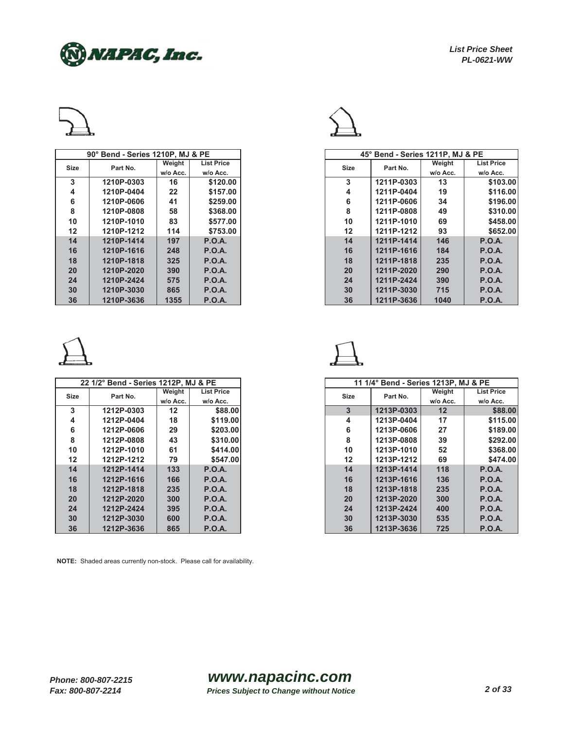## 90° Bend - Series 1210P, MJ & PE

| Size | Part No. | Weight w/o Acc. | List Price w/o Acc. |
|---|---|---|---|
| 3 | 1210P-0303 | 16 | $120.00 |
| 4 | 1210P-0404 | 22 | $157.00 |
| 6 | 1210P-0606 | 41 | $259.00 |
| 8 | 1210P-0808 | 58 | $368.00 |
| 10 | 1210P-1010 | 83 | $577.00 |
| 12 | 1210P-1212 | 114 | $753.00 |
| 14 | 1210P-1414 | 197 | P.O.A. |
| 16 | 1210P-1616 | 248 | P.O.A. |
| 18 | 1210P-1818 | 325 | P.O.A. |
| 20 | 1210P-2020 | 390 | P.O.A. |
| 24 | 1210P-2424 | 575 | P.O.A. |
| 30 | 1210P-3030 | 865 | P.O.A. |
| 36 | 1210P-3636 | 1355 | P.O.A. |

## 45° Bend - Series 1211P, MJ & PE

| Size | Part No. | Weight w/o Acc. | List Price w/o Acc. |
|---|---|---|---|
| 3 | 1211P-0303 | 13 | $103.00 |
| 4 | 1211P-0404 | 19 | $116.00 |
| 6 | 1211P-0606 | 34 | $196.00 |
| 8 | 1211P-0808 | 49 | $310.00 |
| 10 | 1211P-1010 | 69 | $458.00 |
| 12 | 1211P-1212 | 93 | $652.00 |
| 14 | 1211P-1414 | 146 | P.O.A. |
| 16 | 1211P-1616 | 184 | P.O.A. |
| 18 | 1211P-1818 | 235 | P.O.A. |
| 20 | 1211P-2020 | 290 | P.O.A. |
| 24 | 1211P-2424 | 390 | P.O.A. |
| 30 | 1211P-3030 | 715 | P.O.A. |
| 36 | 1211P-3636 | 1040 | P.O.A. |

## 22 1/2° Bend - Series 1212P, MJ & PE

| Size | Part No. | Weight w/o Acc. | List Price w/o Acc. |
|---|---|---|---|
| 3 | 1212P-0303 | 12 | $88.00 |
| 4 | 1212P-0404 | 18 | $119.00 |
| 6 | 1212P-0606 | 29 | $203.00 |
| 8 | 1212P-0808 | 43 | $310.00 |
| 10 | 1212P-1010 | 61 | $414.00 |
| 12 | 1212P-1212 | 79 | $547.00 |
| 14 | 1212P-1414 | 133 | P.O.A. |
| 16 | 1212P-1616 | 166 | P.O.A. |
| 18 | 1212P-1818 | 235 | P.O.A. |
| 20 | 1212P-2020 | 300 | P.O.A. |
| 24 | 1212P-2424 | 395 | P.O.A. |
| 30 | 1212P-3030 | 600 | P.O.A. |
| 36 | 1212P-3636 | 865 | P.O.A. |

## 11 1/4° Bend - Series 1213P, MJ & PE

| Size | Part No. | Weight w/o Acc. | List Price w/o Acc. |
|---|---|---|---|
| 3 | 1213P-0303 | 12 | $88.00 |
| 4 | 1213P-0404 | 17 | $115.00 |
| 6 | 1213P-0606 | 27 | $189.00 |
| 8 | 1213P-0808 | 39 | $292.00 |
| 10 | 1213P-1010 | 52 | $368.00 |
| 12 | 1213P-1212 | 69 | $474.00 |
| 14 | 1213P-1414 | 118 | P.O.A. |
| 16 | 1213P-1616 | 136 | P.O.A. |
| 18 | 1213P-1818 | 235 | P.O.A. |
| 20 | 1213P-2020 | 300 | P.O.A. |
| 24 | 1213P-2424 | 400 | P.O.A. |
| 30 | 1213P-3030 | 535 | P.O.A. |
| 36 | 1213P-3636 | 725 | P.O.A. |

**NOTE:** Shaded areas currently non-stock. Please call for availability.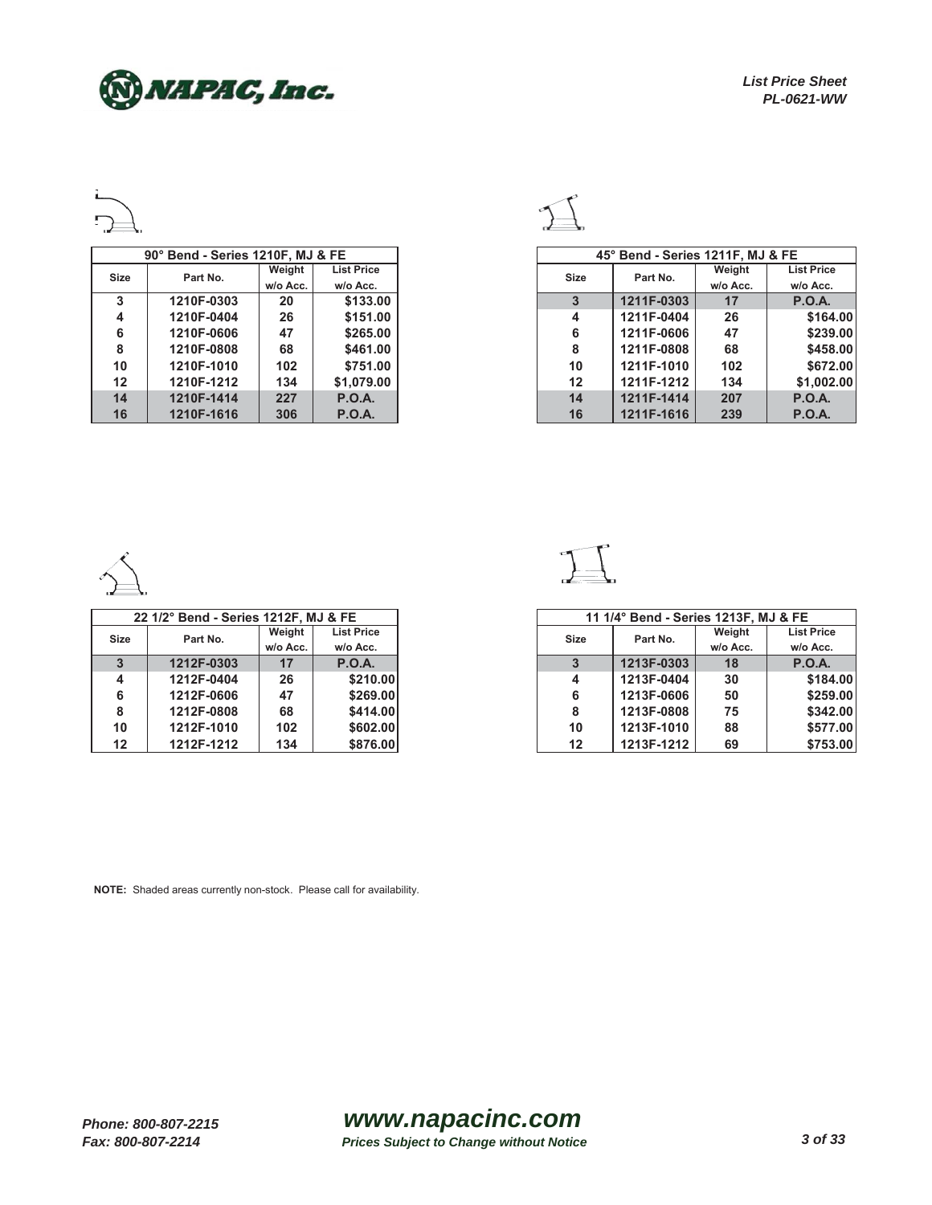| 90° Bend - Series 1210F, MJ & FE | | | |
|---|---|---|---|
| Size | Part No. | Weight w/o Acc. | List Price w/o Acc. |
| 3 | 1210F-0303 | 20 | $133.00 |
| 4 | 1210F-0404 | 26 | $151.00 |
| 6 | 1210F-0606 | 47 | $265.00 |
| 8 | 1210F-0808 | 68 | $461.00 |
| 10 | 1210F-1010 | 102 | $751.00 |
| 12 | 1210F-1212 | 134 | $1,079.00 |
| 14 | 1210F-1414 | 227 | P.O.A. |
| 16 | 1210F-1616 | 306 | P.O.A. |

| 45° Bend - Series 1211F, MJ & FE | | | |
|---|---|---|---|
| Size | Part No. | Weight w/o Acc. | List Price w/o Acc. |
| 3 | 1211F-0303 | 17 | P.O.A. |
| 4 | 1211F-0404 | 26 | $164.00 |
| 6 | 1211F-0606 | 47 | $239.00 |
| 8 | 1211F-0808 | 68 | $458.00 |
| 10 | 1211F-1010 | 102 | $672.00 |
| 12 | 1211F-1212 | 134 | $1,002.00 |
| 14 | 1211F-1414 | 207 | P.O.A. |
| 16 | 1211F-1616 | 239 | P.O.A. |

| 22 1/2° Bend - Series 1212F, MJ & FE | | | |
|---|---|---|---|
| Size | Part No. | Weight w/o Acc. | List Price w/o Acc. |
| 3 | 1212F-0303 | 17 | P.O.A. |
| 4 | 1212F-0404 | 26 | $210.00 |
| 6 | 1212F-0606 | 47 | $269.00 |
| 8 | 1212F-0808 | 68 | $414.00 |
| 10 | 1212F-1010 | 102 | $602.00 |
| 12 | 1212F-1212 | 134 | $876.00 |

| 11 1/4° Bend - Series 1213F, MJ & FE | | | |
|---|---|---|---|
| Size | Part No. | Weight w/o Acc. | List Price w/o Acc. |
| 3 | 1213F-0303 | 18 | P.O.A. |
| 4 | 1213F-0404 | 30 | $184.00 |
| 6 | 1213F-0606 | 50 | $259.00 |
| 8 | 1213F-0808 | 75 | $342.00 |
| 10 | 1213F-1010 | 88 | $577.00 |
| 12 | 1213F-1212 | 69 | $753.00 |

**NOTE:** Shaded areas currently non-stock. Please call for availability.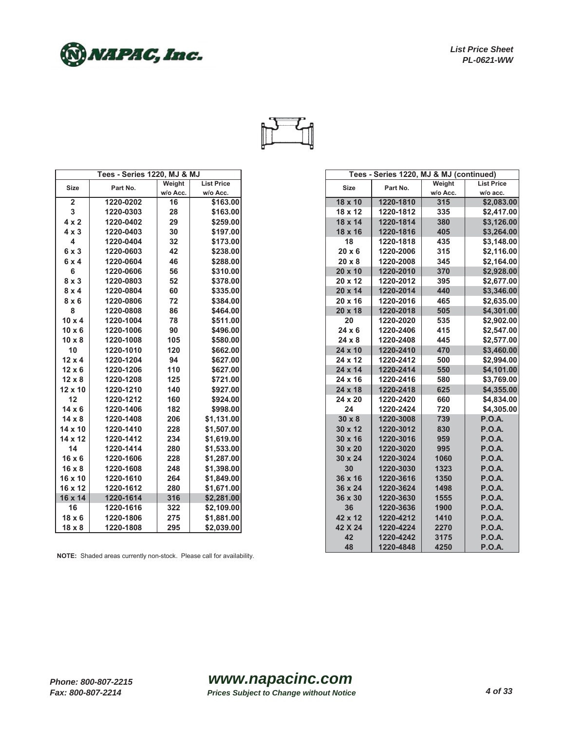NAPAC, Inc.

*List Price Sheet*
*PL-0621-WW*

| Tees - Series 1220, MJ & MJ | | | |
|---|---|---|---|
| Size | Part No. | Weight w/o Acc. | List Price w/o Acc. |
| 2 | 1220-0202 | 16 | $163.00 |
| 3 | 1220-0303 | 28 | $163.00 |
| 4 x 2 | 1220-0402 | 29 | $259.00 |
| 4 x 3 | 1220-0403 | 30 | $197.00 |
| 4 | 1220-0404 | 32 | $173.00 |
| 6 x 3 | 1220-0603 | 42 | $238.00 |
| 6 x 4 | 1220-0604 | 46 | $288.00 |
| 6 | 1220-0606 | 56 | $310.00 |
| 8 x 3 | 1220-0803 | 52 | $378.00 |
| 8 x 4 | 1220-0804 | 60 | $335.00 |
| 8 x 6 | 1220-0806 | 72 | $384.00 |
| 8 | 1220-0808 | 86 | $464.00 |
| 10 x 4 | 1220-1004 | 78 | $511.00 |
| 10 x 6 | 1220-1006 | 90 | $496.00 |
| 10 x 8 | 1220-1008 | 105 | $580.00 |
| 10 | 1220-1010 | 120 | $662.00 |
| 12 x 4 | 1220-1204 | 94 | $627.00 |
| 12 x 6 | 1220-1206 | 110 | $627.00 |
| 12 x 8 | 1220-1208 | 125 | $721.00 |
| 12 x 10 | 1220-1210 | 140 | $927.00 |
| 12 | 1220-1212 | 160 | $924.00 |
| 14 x 6 | 1220-1406 | 182 | $998.00 |
| 14 x 8 | 1220-1408 | 206 | $1,131.00 |
| 14 x 10 | 1220-1410 | 228 | $1,507.00 |
| 14 x 12 | 1220-1412 | 234 | $1,619.00 |
| 14 | 1220-1414 | 280 | $1,533.00 |
| 16 x 6 | 1220-1606 | 228 | $1,287.00 |
| 16 x 8 | 1220-1608 | 248 | $1,398.00 |
| 16 x 10 | 1220-1610 | 264 | $1,849.00 |
| 16 x 12 | 1220-1612 | 280 | $1,671.00 |
| 16 x 14 | 1220-1614 | 316 | $2,281.00 |
| 16 | 1220-1616 | 322 | $2,109.00 |
| 18 x 6 | 1220-1806 | 275 | $1,881.00 |
| 18 x 8 | 1220-1808 | 295 | $2,039.00 |

**NOTE:** Shaded areas currently non-stock. Please call for availability.

| Tees - Series 1220, MJ & MJ (continued) | | | |
|---|---|---|---|
| Size | Part No. | Weight w/o Acc. | List Price w/o acc. |
| 18 x 10 | 1220-1810 | 315 | $2,083.00 |
| 18 x 12 | 1220-1812 | 335 | $2,417.00 |
| 18 x 14 | 1220-1814 | 380 | $3,126.00 |
| 18 x 16 | 1220-1816 | 405 | $3,264.00 |
| 18 | 1220-1818 | 435 | $3,148.00 |
| 20 x 6 | 1220-2006 | 315 | $2,116.00 |
| 20 x 8 | 1220-2008 | 345 | $2,164.00 |
| 20 x 10 | 1220-2010 | 370 | $2,928.00 |
| 20 x 12 | 1220-2012 | 395 | $2,677.00 |
| 20 x 14 | 1220-2014 | 440 | $3,346.00 |
| 20 x 16 | 1220-2016 | 465 | $2,635.00 |
| 20 x 18 | 1220-2018 | 505 | $4,301.00 |
| 20 | 1220-2020 | 535 | $2,902.00 |
| 24 x 6 | 1220-2406 | 415 | $2,547.00 |
| 24 x 8 | 1220-2408 | 445 | $2,577.00 |
| 24 x 10 | 1220-2410 | 470 | $3,460.00 |
| 24 x 12 | 1220-2412 | 500 | $2,994.00 |
| 24 x 14 | 1220-2414 | 550 | $4,101.00 |
| 24 x 16 | 1220-2416 | 580 | $3,769.00 |
| 24 x 18 | 1220-2418 | 625 | $4,355.00 |
| 24 x 20 | 1220-2420 | 660 | $4,834.00 |
| 24 | 1220-2424 | 720 | $4,305.00 |
| 30 x 8 | 1220-3008 | 739 | P.O.A. |
| 30 x 12 | 1220-3012 | 830 | P.O.A. |
| 30 x 16 | 1220-3016 | 959 | P.O.A. |
| 30 x 20 | 1220-3020 | 995 | P.O.A. |
| 30 x 24 | 1220-3024 | 1060 | P.O.A. |
| 30 | 1220-3030 | 1323 | P.O.A. |
| 36 x 16 | 1220-3616 | 1350 | P.O.A. |
| 36 x 24 | 1220-3624 | 1498 | P.O.A. |
| 36 x 30 | 1220-3630 | 1555 | P.O.A. |
| 36 | 1220-3636 | 1900 | P.O.A. |
| 42 x 12 | 1220-4212 | 1410 | P.O.A. |
| 42 X 24 | 1220-4224 | 2270 | P.O.A. |
| 42 | 1220-4242 | 3175 | P.O.A. |
| 48 | 1220-4848 | 4250 | P.O.A. |

*Phone: 800-807-2215*
*Fax: 800-807-2214*

**www.napacinc.com**
*Prices Subject to Change without Notice*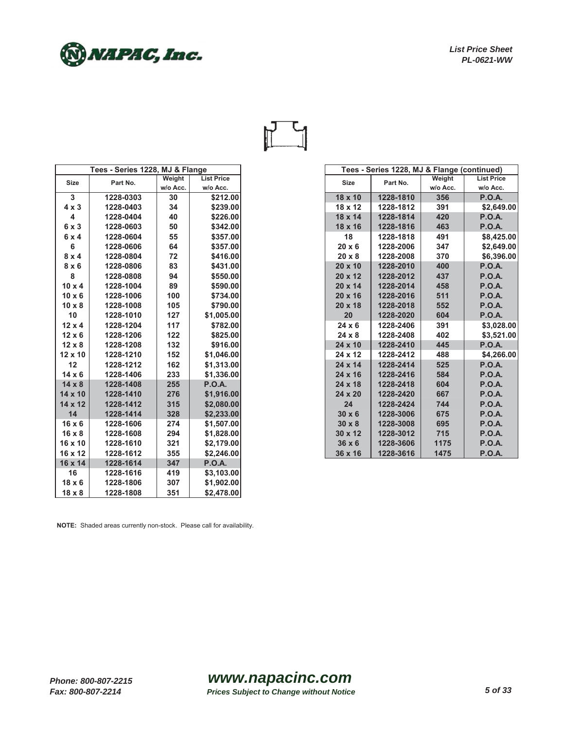| Tees - Series 1228, MJ & Flange | | | |
|---|---|---|---|
| Size | Part No. | Weight w/o Acc. | List Price w/o Acc. |
| 3 | 1228-0303 | 30 | $212.00 |
| 4 x 3 | 1228-0403 | 34 | $239.00 |
| 4 | 1228-0404 | 40 | $226.00 |
| 6 x 3 | 1228-0603 | 50 | $342.00 |
| 6 x 4 | 1228-0604 | 55 | $357.00 |
| 6 | 1228-0606 | 64 | $357.00 |
| 8 x 4 | 1228-0804 | 72 | $416.00 |
| 8 x 6 | 1228-0806 | 83 | $431.00 |
| 8 | 1228-0808 | 94 | $550.00 |
| 10 x 4 | 1228-1004 | 89 | $590.00 |
| 10 x 6 | 1228-1006 | 100 | $734.00 |
| 10 x 8 | 1228-1008 | 105 | $790.00 |
| 10 | 1228-1010 | 127 | $1,005.00 |
| 12 x 4 | 1228-1204 | 117 | $782.00 |
| 12 x 6 | 1228-1206 | 122 | $825.00 |
| 12 x 8 | 1228-1208 | 132 | $916.00 |
| 12 x 10 | 1228-1210 | 152 | $1,046.00 |
| 12 | 1228-1212 | 162 | $1,313.00 |
| 14 x 6 | 1228-1406 | 233 | $1,336.00 |
| 14 x 8 | 1228-1408 | 255 | P.O.A. |
| 14 x 10 | 1228-1410 | 276 | $1,916.00 |
| 14 x 12 | 1228-1412 | 315 | $2,080.00 |
| 14 | 1228-1414 | 328 | $2,233.00 |
| 16 x 6 | 1228-1606 | 274 | $1,507.00 |
| 16 x 8 | 1228-1608 | 294 | $1,828.00 |
| 16 x 10 | 1228-1610 | 321 | $2,179.00 |
| 16 x 12 | 1228-1612 | 355 | $2,246.00 |
| 16 x 14 | 1228-1614 | 347 | P.O.A. |
| 16 | 1228-1616 | 419 | $3,103.00 |
| 18 x 6 | 1228-1806 | 307 | $1,902.00 |
| 18 x 8 | 1228-1808 | 351 | $2,478.00 |

| Tees - Series 1228, MJ & Flange (continued) | | | |
|---|---|---|---|
| Size | Part No. | Weight w/o Acc. | List Price w/o Acc. |
| 18 x 10 | 1228-1810 | 356 | P.O.A. |
| 18 x 12 | 1228-1812 | 391 | $2,649.00 |
| 18 x 14 | 1228-1814 | 420 | P.O.A. |
| 18 x 16 | 1228-1816 | 463 | P.O.A. |
| 18 | 1228-1818 | 491 | $8,425.00 |
| 20 x 6 | 1228-2006 | 347 | $2,649.00 |
| 20 x 8 | 1228-2008 | 370 | $6,396.00 |
| 20 x 10 | 1228-2010 | 400 | P.O.A. |
| 20 x 12 | 1228-2012 | 437 | P.O.A. |
| 20 x 14 | 1228-2014 | 458 | P.O.A. |
| 20 x 16 | 1228-2016 | 511 | P.O.A. |
| 20 x 18 | 1228-2018 | 552 | P.O.A. |
| 20 | 1228-2020 | 604 | P.O.A. |
| 24 x 6 | 1228-2406 | 391 | $3,028.00 |
| 24 x 8 | 1228-2408 | 402 | $3,521.00 |
| 24 x 10 | 1228-2410 | 445 | P.O.A. |
| 24 x 12 | 1228-2412 | 488 | $4,266.00 |
| 24 x 14 | 1228-2414 | 525 | P.O.A. |
| 24 x 16 | 1228-2416 | 584 | P.O.A. |
| 24 x 18 | 1228-2418 | 604 | P.O.A. |
| 24 x 20 | 1228-2420 | 667 | P.O.A. |
| 24 | 1228-2424 | 744 | P.O.A. |
| 30 x 6 | 1228-3006 | 675 | P.O.A. |
| 30 x 8 | 1228-3008 | 695 | P.O.A. |
| 30 x 12 | 1228-3012 | 715 | P.O.A. |
| 36 x 6 | 1228-3606 | 1175 | P.O.A. |
| 36 x 16 | 1228-3616 | 1475 | P.O.A. |

**NOTE:** Shaded areas currently non-stock. Please call for availability.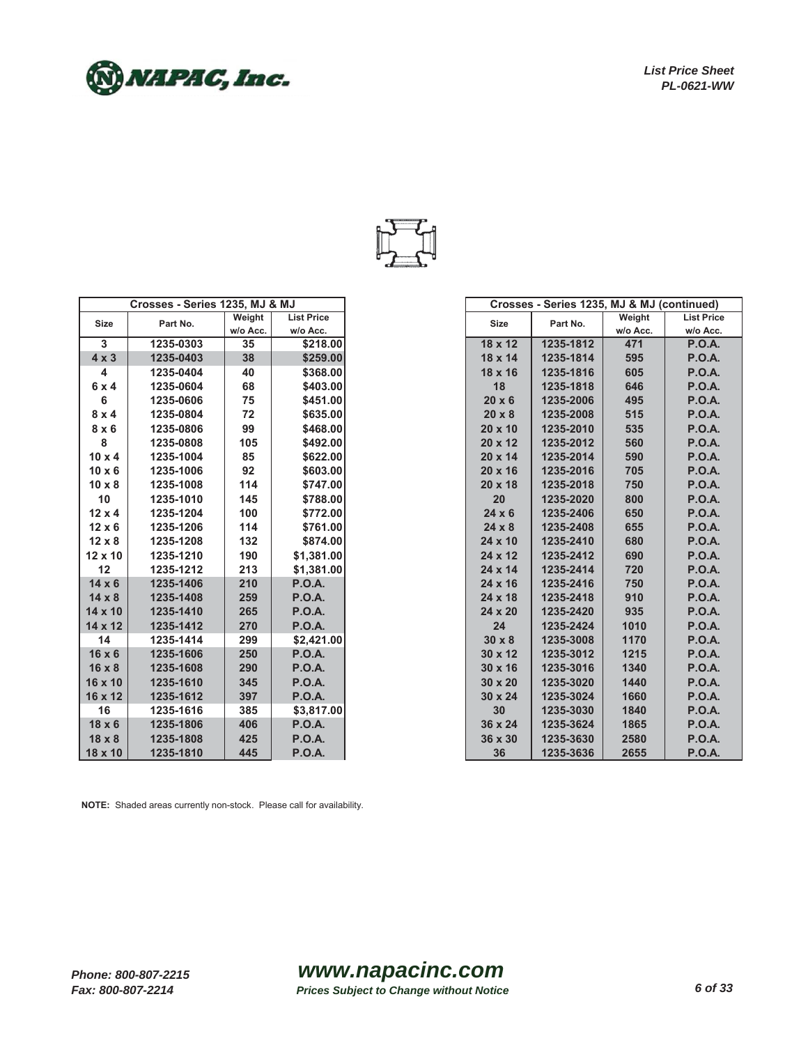**List Price Sheet**
**PL-0621-WW**

| Crosses - Series 1235, MJ & MJ | | | |
|---|---|---|---|
| Size | Part No. | Weight w/o Acc. | List Price w/o Acc. |
| 3 | 1235-0303 | 35 | $218.00 |
| 4 x 3 | 1235-0403 | 38 | $259.00 |
| 4 | 1235-0404 | 40 | $368.00 |
| 6 x 4 | 1235-0604 | 68 | $403.00 |
| 6 | 1235-0606 | 75 | $451.00 |
| 8 x 4 | 1235-0804 | 72 | $635.00 |
| 8 x 6 | 1235-0806 | 99 | $468.00 |
| 8 | 1235-0808 | 105 | $492.00 |
| 10 x 4 | 1235-1004 | 85 | $622.00 |
| 10 x 6 | 1235-1006 | 92 | $603.00 |
| 10 x 8 | 1235-1008 | 114 | $747.00 |
| 10 | 1235-1010 | 145 | $788.00 |
| 12 x 4 | 1235-1204 | 100 | $772.00 |
| 12 x 6 | 1235-1206 | 114 | $761.00 |
| 12 x 8 | 1235-1208 | 132 | $874.00 |
| 12 x 10 | 1235-1210 | 190 | $1,381.00 |
| 12 | 1235-1212 | 213 | $1,381.00 |
| 14 x 6 | 1235-1406 | 210 | P.O.A. |
| 14 x 8 | 1235-1408 | 259 | P.O.A. |
| 14 x 10 | 1235-1410 | 265 | P.O.A. |
| 14 x 12 | 1235-1412 | 270 | P.O.A. |
| 14 | 1235-1414 | 299 | $2,421.00 |
| 16 x 6 | 1235-1606 | 250 | P.O.A. |
| 16 x 8 | 1235-1608 | 290 | P.O.A. |
| 16 x 10 | 1235-1610 | 345 | P.O.A. |
| 16 x 12 | 1235-1612 | 397 | P.O.A. |
| 16 | 1235-1616 | 385 | $3,817.00 |
| 18 x 6 | 1235-1806 | 406 | P.O.A. |
| 18 x 8 | 1235-1808 | 425 | P.O.A. |
| 18 x 10 | 1235-1810 | 445 | P.O.A. |

| Crosses - Series 1235, MJ & MJ (continued) | | | |
|---|---|---|---|
| Size | Part No. | Weight w/o Acc. | List Price w/o Acc. |
| 18 x 12 | 1235-1812 | 471 | P.O.A. |
| 18 x 14 | 1235-1814 | 595 | P.O.A. |
| 18 x 16 | 1235-1816 | 605 | P.O.A. |
| 18 | 1235-1818 | 646 | P.O.A. |
| 20 x 6 | 1235-2006 | 495 | P.O.A. |
| 20 x 8 | 1235-2008 | 515 | P.O.A. |
| 20 x 10 | 1235-2010 | 535 | P.O.A. |
| 20 x 12 | 1235-2012 | 560 | P.O.A. |
| 20 x 14 | 1235-2014 | 590 | P.O.A. |
| 20 x 16 | 1235-2016 | 705 | P.O.A. |
| 20 x 18 | 1235-2018 | 750 | P.O.A. |
| 20 | 1235-2020 | 800 | P.O.A. |
| 24 x 6 | 1235-2406 | 650 | P.O.A. |
| 24 x 8 | 1235-2408 | 655 | P.O.A. |
| 24 x 10 | 1235-2410 | 680 | P.O.A. |
| 24 x 12 | 1235-2412 | 690 | P.O.A. |
| 24 x 14 | 1235-2414 | 720 | P.O.A. |
| 24 x 16 | 1235-2416 | 750 | P.O.A. |
| 24 x 18 | 1235-2418 | 910 | P.O.A. |
| 24 x 20 | 1235-2420 | 935 | P.O.A. |
| 24 | 1235-2424 | 1010 | P.O.A. |
| 30 x 8 | 1235-3008 | 1170 | P.O.A. |
| 30 x 12 | 1235-3012 | 1215 | P.O.A. |
| 30 x 16 | 1235-3016 | 1340 | P.O.A. |
| 30 x 20 | 1235-3020 | 1440 | P.O.A. |
| 30 x 24 | 1235-3024 | 1660 | P.O.A. |
| 30 | 1235-3030 | 1840 | P.O.A. |
| 36 x 24 | 1235-3624 | 1865 | P.O.A. |
| 36 x 30 | 1235-3630 | 2580 | P.O.A. |
| 36 | 1235-3636 | 2655 | P.O.A. |

**NOTE:** Shaded areas currently non-stock. Please call for availability.

*Phone: 800-807-2215*
*Fax: 800-807-2214*

**www.napacinc.com**
*Prices Subject to Change without Notice*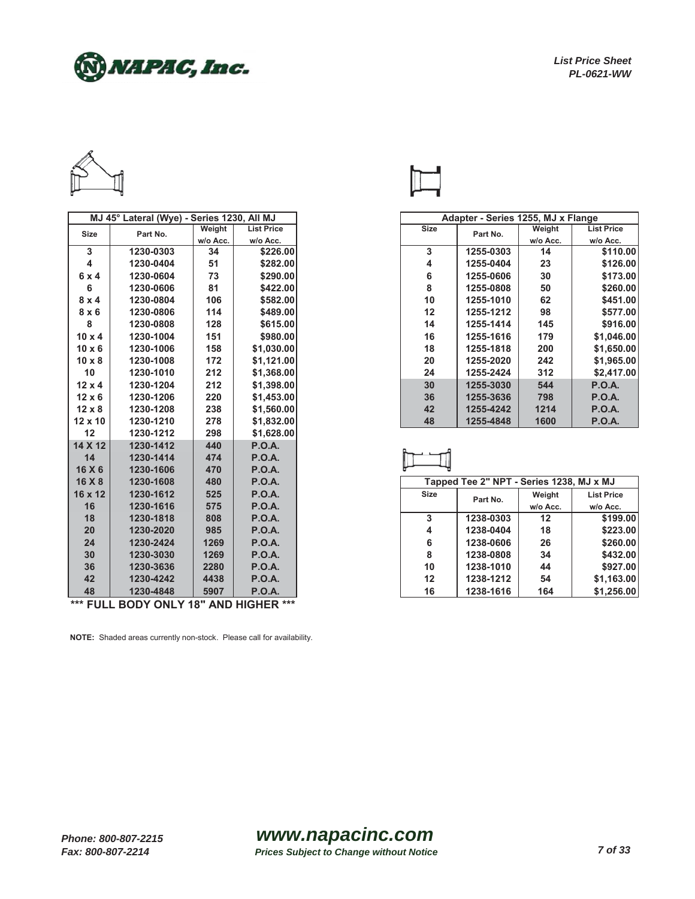**List Price Sheet**
**PL-0621-WW**

| MJ 45° Lateral (Wye) - Series 1230, All MJ | | | |
|---|---|---|---|
| Size | Part No. | Weight w/o Acc. | List Price w/o Acc. |
| 3 | 1230-0303 | 34 | $226.00 |
| 4 | 1230-0404 | 51 | $282.00 |
| 6 x 4 | 1230-0604 | 73 | $290.00 |
| 6 | 1230-0606 | 81 | $422.00 |
| 8 x 4 | 1230-0804 | 106 | $582.00 |
| 8 x 6 | 1230-0806 | 114 | $489.00 |
| 8 | 1230-0808 | 128 | $615.00 |
| 10 x 4 | 1230-1004 | 151 | $980.00 |
| 10 x 6 | 1230-1006 | 158 | $1,030.00 |
| 10 x 8 | 1230-1008 | 172 | $1,121.00 |
| 10 | 1230-1010 | 212 | $1,368.00 |
| 12 x 4 | 1230-1204 | 212 | $1,398.00 |
| 12 x 6 | 1230-1206 | 220 | $1,453.00 |
| 12 x 8 | 1230-1208 | 238 | $1,560.00 |
| 12 x 10 | 1230-1210 | 278 | $1,832.00 |
| 12 | 1230-1212 | 298 | $1,628.00 |
| 14 X 12 | 1230-1412 | 440 | P.O.A. |
| 14 | 1230-1414 | 474 | P.O.A. |
| 16 X 6 | 1230-1606 | 470 | P.O.A. |
| 16 X 8 | 1230-1608 | 480 | P.O.A. |
| 16 x 12 | 1230-1612 | 525 | P.O.A. |
| 16 | 1230-1616 | 575 | P.O.A. |
| 18 | 1230-1818 | 808 | P.O.A. |
| 20 | 1230-2020 | 985 | P.O.A. |
| 24 | 1230-2424 | 1269 | P.O.A. |
| 30 | 1230-3030 | 1269 | P.O.A. |
| 36 | 1230-3636 | 2280 | P.O.A. |
| 42 | 1230-4242 | 4438 | P.O.A. |
| 48 | 1230-4848 | 5907 | P.O.A. |

**\*\*\* FULL BODY ONLY 18" AND HIGHER \*\*\***

| Adapter - Series 1255, MJ x Flange | | | |
|---|---|---|---|
| Size | Part No. | Weight w/o Acc. | List Price w/o Acc. |
| 3 | 1255-0303 | 14 | $110.00 |
| 4 | 1255-0404 | 23 | $126.00 |
| 6 | 1255-0606 | 30 | $173.00 |
| 8 | 1255-0808 | 50 | $260.00 |
| 10 | 1255-1010 | 62 | $451.00 |
| 12 | 1255-1212 | 98 | $577.00 |
| 14 | 1255-1414 | 145 | $916.00 |
| 16 | 1255-1616 | 179 | $1,046.00 |
| 18 | 1255-1818 | 200 | $1,650.00 |
| 20 | 1255-2020 | 242 | $1,965.00 |
| 24 | 1255-2424 | 312 | $2,417.00 |
| 30 | 1255-3030 | 544 | P.O.A. |
| 36 | 1255-3636 | 798 | P.O.A. |
| 42 | 1255-4242 | 1214 | P.O.A. |
| 48 | 1255-4848 | 1600 | P.O.A. |

| Tapped Tee 2" NPT - Series 1238, MJ x MJ | | | |
|---|---|---|---|
| Size | Part No. | Weight w/o Acc. | List Price w/o Acc. |
| 3 | 1238-0303 | 12 | $199.00 |
| 4 | 1238-0404 | 18 | $223.00 |
| 6 | 1238-0606 | 26 | $260.00 |
| 8 | 1238-0808 | 34 | $432.00 |
| 10 | 1238-1010 | 44 | $927.00 |
| 12 | 1238-1212 | 54 | $1,163.00 |
| 16 | 1238-1616 | 164 | $1,256.00 |

**NOTE:** Shaded areas currently non-stock. Please call for availability.

*Phone: 800-807-2215*
*Fax: 800-807-2214*

**www.napacinc.com**
*Prices Subject to Change without Notice*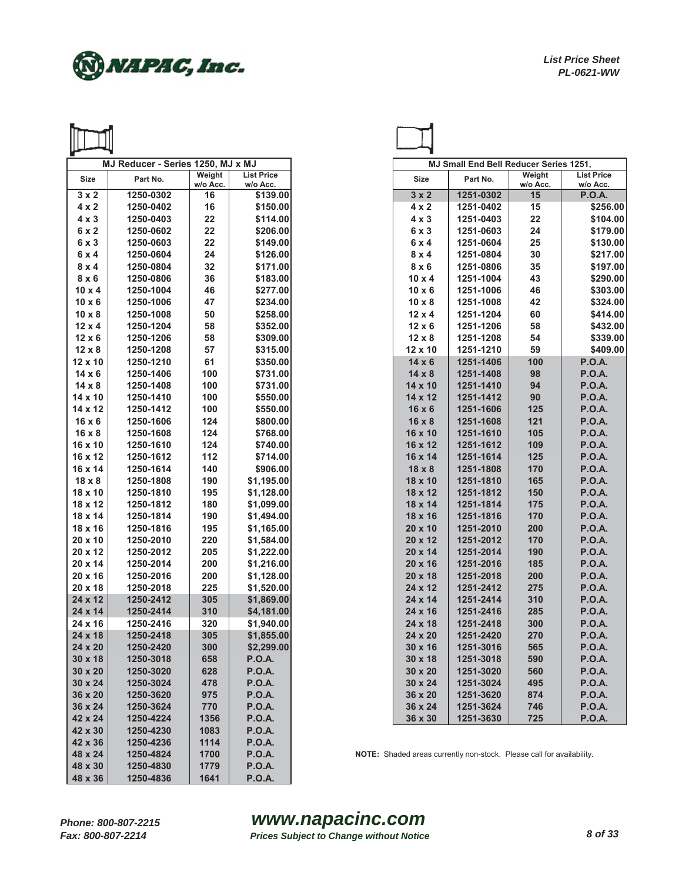NAPAC, Inc.

*List Price Sheet*
*PL-0621-WW*

| MJ Reducer - Series 1250, MJ x MJ | | | |
|---|---|---|---|
| **Size** | **Part No.** | **Weight w/o Acc.** | **List Price w/o Acc.** |
| 3 x 2 | 1250-0302 | 16 | $139.00 |
| 4 x 2 | 1250-0402 | 16 | $150.00 |
| 4 x 3 | 1250-0403 | 22 | $114.00 |
| 6 x 2 | 1250-0602 | 22 | $206.00 |
| 6 x 3 | 1250-0603 | 22 | $149.00 |
| 6 x 4 | 1250-0604 | 24 | $126.00 |
| 8 x 4 | 1250-0804 | 32 | $171.00 |
| 8 x 6 | 1250-0806 | 36 | $183.00 |
| 10 x 4 | 1250-1004 | 46 | $277.00 |
| 10 x 6 | 1250-1006 | 47 | $234.00 |
| 10 x 8 | 1250-1008 | 50 | $258.00 |
| 12 x 4 | 1250-1204 | 58 | $352.00 |
| 12 x 6 | 1250-1206 | 58 | $309.00 |
| 12 x 8 | 1250-1208 | 57 | $315.00 |
| 12 x 10 | 1250-1210 | 61 | $350.00 |
| 14 x 6 | 1250-1406 | 100 | $731.00 |
| 14 x 8 | 1250-1408 | 100 | $731.00 |
| 14 x 10 | 1250-1410 | 100 | $550.00 |
| 14 x 12 | 1250-1412 | 100 | $550.00 |
| 16 x 6 | 1250-1606 | 124 | $800.00 |
| 16 x 8 | 1250-1608 | 124 | $768.00 |
| 16 x 10 | 1250-1610 | 124 | $740.00 |
| 16 x 12 | 1250-1612 | 112 | $714.00 |
| 16 x 14 | 1250-1614 | 140 | $906.00 |
| 18 x 8 | 1250-1808 | 190 | $1,195.00 |
| 18 x 10 | 1250-1810 | 195 | $1,128.00 |
| 18 x 12 | 1250-1812 | 180 | $1,099.00 |
| 18 x 14 | 1250-1814 | 190 | $1,494.00 |
| 18 x 16 | 1250-1816 | 195 | $1,165.00 |
| 20 x 10 | 1250-2010 | 220 | $1,584.00 |
| 20 x 12 | 1250-2012 | 205 | $1,222.00 |
| 20 x 14 | 1250-2014 | 200 | $1,216.00 |
| 20 x 16 | 1250-2016 | 200 | $1,128.00 |
| 20 x 18 | 1250-2018 | 225 | $1,520.00 |
| 24 x 12 | 1250-2412 | 305 | $1,869.00 |
| 24 x 14 | 1250-2414 | 310 | $4,181.00 |
| 24 x 16 | 1250-2416 | 320 | $1,940.00 |
| 24 x 18 | 1250-2418 | 305 | $1,855.00 |
| 24 x 20 | 1250-2420 | 300 | $2,299.00 |
| 30 x 18 | 1250-3018 | 658 | P.O.A. |
| 30 x 20 | 1250-3020 | 628 | P.O.A. |
| 30 x 24 | 1250-3024 | 478 | P.O.A. |
| 36 x 20 | 1250-3620 | 975 | P.O.A. |
| 36 x 24 | 1250-3624 | 770 | P.O.A. |
| 42 x 24 | 1250-4224 | 1356 | P.O.A. |
| 42 x 30 | 1250-4230 | 1083 | P.O.A. |
| 42 x 36 | 1250-4236 | 1114 | P.O.A. |
| 48 x 24 | 1250-4824 | 1700 | P.O.A. |
| 48 x 30 | 1250-4830 | 1779 | P.O.A. |
| 48 x 36 | 1250-4836 | 1641 | P.O.A. |

| MJ Small End Bell Reducer Series 1251, | | | |
|---|---|---|---|
| **Size** | **Part No.** | **Weight w/o Acc.** | **List Price w/o Acc.** |
| 3 x 2 | 1251-0302 | 15 | P.O.A. |
| 4 x 2 | 1251-0402 | 15 | $256.00 |
| 4 x 3 | 1251-0403 | 22 | $104.00 |
| 6 x 3 | 1251-0603 | 24 | $179.00 |
| 6 x 4 | 1251-0604 | 25 | $130.00 |
| 8 x 4 | 1251-0804 | 30 | $217.00 |
| 8 x 6 | 1251-0806 | 35 | $197.00 |
| 10 x 4 | 1251-1004 | 43 | $290.00 |
| 10 x 6 | 1251-1006 | 46 | $303.00 |
| 10 x 8 | 1251-1008 | 42 | $324.00 |
| 12 x 4 | 1251-1204 | 60 | $414.00 |
| 12 x 6 | 1251-1206 | 58 | $432.00 |
| 12 x 8 | 1251-1208 | 54 | $339.00 |
| 12 x 10 | 1251-1210 | 59 | $409.00 |
| 14 x 6 | 1251-1406 | 100 | P.O.A. |
| 14 x 8 | 1251-1408 | 98 | P.O.A. |
| 14 x 10 | 1251-1410 | 94 | P.O.A. |
| 14 x 12 | 1251-1412 | 90 | P.O.A. |
| 16 x 6 | 1251-1606 | 125 | P.O.A. |
| 16 x 8 | 1251-1608 | 121 | P.O.A. |
| 16 x 10 | 1251-1610 | 105 | P.O.A. |
| 16 x 12 | 1251-1612 | 109 | P.O.A. |
| 16 x 14 | 1251-1614 | 125 | P.O.A. |
| 18 x 8 | 1251-1808 | 170 | P.O.A. |
| 18 x 10 | 1251-1810 | 165 | P.O.A. |
| 18 x 12 | 1251-1812 | 150 | P.O.A. |
| 18 x 14 | 1251-1814 | 175 | P.O.A. |
| 18 x 16 | 1251-1816 | 170 | P.O.A. |
| 20 x 10 | 1251-2010 | 200 | P.O.A. |
| 20 x 12 | 1251-2012 | 170 | P.O.A. |
| 20 x 14 | 1251-2014 | 190 | P.O.A. |
| 20 x 16 | 1251-2016 | 185 | P.O.A. |
| 20 x 18 | 1251-2018 | 200 | P.O.A. |
| 24 x 12 | 1251-2412 | 275 | P.O.A. |
| 24 x 14 | 1251-2414 | 310 | P.O.A. |
| 24 x 16 | 1251-2416 | 285 | P.O.A. |
| 24 x 18 | 1251-2418 | 300 | P.O.A. |
| 24 x 20 | 1251-2420 | 270 | P.O.A. |
| 30 x 16 | 1251-3016 | 565 | P.O.A. |
| 30 x 18 | 1251-3018 | 590 | P.O.A. |
| 30 x 20 | 1251-3020 | 560 | P.O.A. |
| 30 x 24 | 1251-3024 | 495 | P.O.A. |
| 36 x 20 | 1251-3620 | 874 | P.O.A. |
| 36 x 24 | 1251-3624 | 746 | P.O.A. |
| 36 x 30 | 1251-3630 | 725 | P.O.A. |

**NOTE:** Shaded areas currently non-stock. Please call for availability.

*Phone: 800-807-2215*
*Fax: 800-807-2214*

***www.napacinc.com***
***Prices Subject to Change without Notice***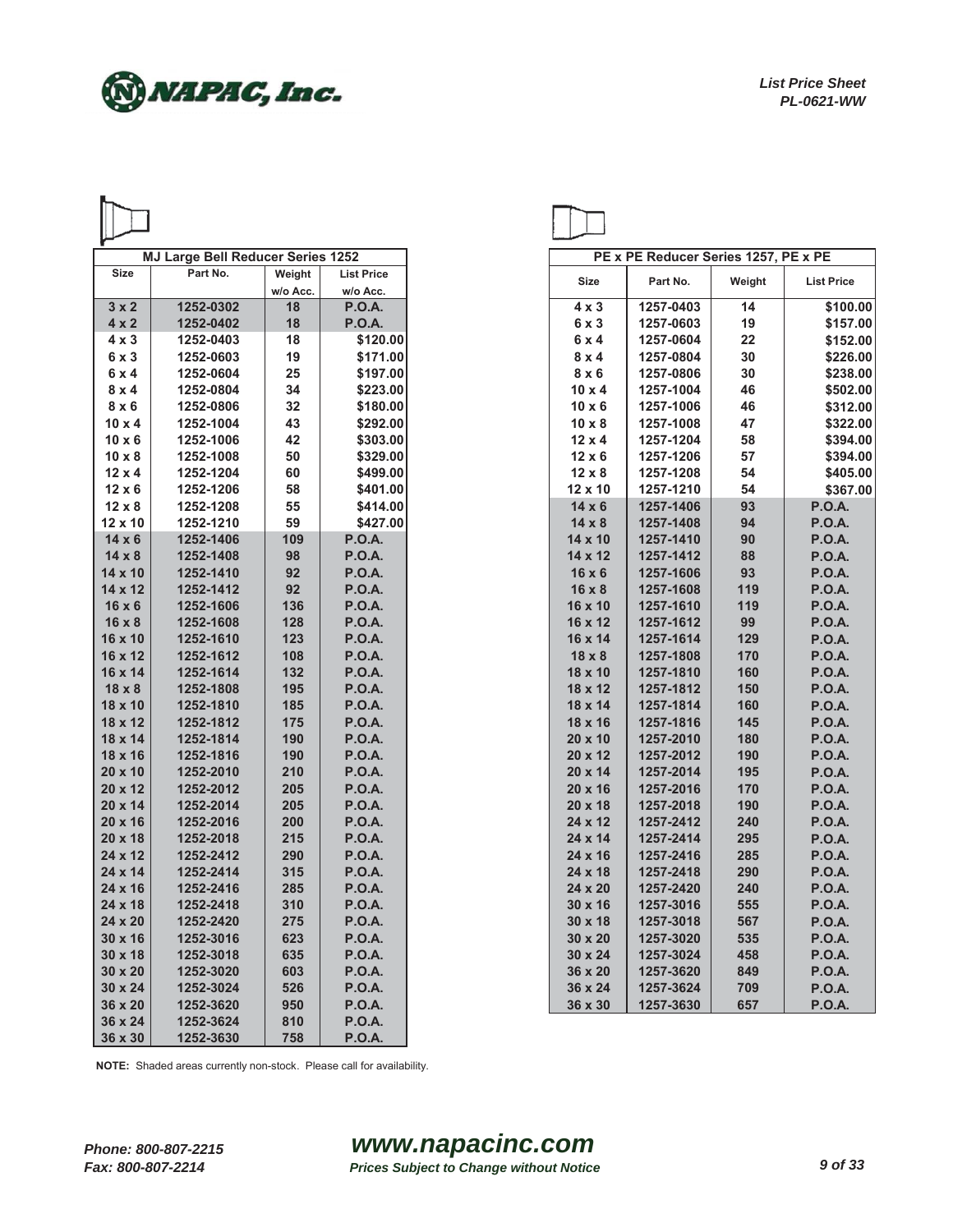List Price Sheet
PL-0621-WW

| MJ Large Bell Reducer Series 1252 | | | |
|---|---|---|---|
| Size | Part No. | Weight w/o Acc. | List Price w/o Acc. |
| 3 x 2 | 1252-0302 | 18 | P.O.A. |
| 4 x 2 | 1252-0402 | 18 | P.O.A. |
| 4 x 3 | 1252-0403 | 18 | $120.00 |
| 6 x 3 | 1252-0603 | 19 | $171.00 |
| 6 x 4 | 1252-0604 | 25 | $197.00 |
| 8 x 4 | 1252-0804 | 34 | $223.00 |
| 8 x 6 | 1252-0806 | 32 | $180.00 |
| 10 x 4 | 1252-1004 | 43 | $292.00 |
| 10 x 6 | 1252-1006 | 42 | $303.00 |
| 10 x 8 | 1252-1008 | 50 | $329.00 |
| 12 x 4 | 1252-1204 | 60 | $499.00 |
| 12 x 6 | 1252-1206 | 58 | $401.00 |
| 12 x 8 | 1252-1208 | 55 | $414.00 |
| 12 x 10 | 1252-1210 | 59 | $427.00 |
| 14 x 6 | 1252-1406 | 109 | P.O.A. |
| 14 x 8 | 1252-1408 | 98 | P.O.A. |
| 14 x 10 | 1252-1410 | 92 | P.O.A. |
| 14 x 12 | 1252-1412 | 92 | P.O.A. |
| 16 x 6 | 1252-1606 | 136 | P.O.A. |
| 16 x 8 | 1252-1608 | 128 | P.O.A. |
| 16 x 10 | 1252-1610 | 123 | P.O.A. |
| 16 x 12 | 1252-1612 | 108 | P.O.A. |
| 16 x 14 | 1252-1614 | 132 | P.O.A. |
| 18 x 8 | 1252-1808 | 195 | P.O.A. |
| 18 x 10 | 1252-1810 | 185 | P.O.A. |
| 18 x 12 | 1252-1812 | 175 | P.O.A. |
| 18 x 14 | 1252-1814 | 190 | P.O.A. |
| 18 x 16 | 1252-1816 | 190 | P.O.A. |
| 20 x 10 | 1252-2010 | 210 | P.O.A. |
| 20 x 12 | 1252-2012 | 205 | P.O.A. |
| 20 x 14 | 1252-2014 | 205 | P.O.A. |
| 20 x 16 | 1252-2016 | 200 | P.O.A. |
| 20 x 18 | 1252-2018 | 215 | P.O.A. |
| 24 x 12 | 1252-2412 | 290 | P.O.A. |
| 24 x 14 | 1252-2414 | 315 | P.O.A. |
| 24 x 16 | 1252-2416 | 285 | P.O.A. |
| 24 x 18 | 1252-2418 | 310 | P.O.A. |
| 24 x 20 | 1252-2420 | 275 | P.O.A. |
| 30 x 16 | 1252-3016 | 623 | P.O.A. |
| 30 x 18 | 1252-3018 | 635 | P.O.A. |
| 30 x 20 | 1252-3020 | 603 | P.O.A. |
| 30 x 24 | 1252-3024 | 526 | P.O.A. |
| 36 x 20 | 1252-3620 | 950 | P.O.A. |
| 36 x 24 | 1252-3624 | 810 | P.O.A. |
| 36 x 30 | 1252-3630 | 758 | P.O.A. |

| PE x PE Reducer Series 1257, PE x PE | | | |
|---|---|---|---|
| Size | Part No. | Weight | List Price |
| 4 x 3 | 1257-0403 | 14 | $100.00 |
| 6 x 3 | 1257-0603 | 19 | $157.00 |
| 6 x 4 | 1257-0604 | 22 | $152.00 |
| 8 x 4 | 1257-0804 | 30 | $226.00 |
| 8 x 6 | 1257-0806 | 30 | $238.00 |
| 10 x 4 | 1257-1004 | 46 | $502.00 |
| 10 x 6 | 1257-1006 | 46 | $312.00 |
| 10 x 8 | 1257-1008 | 47 | $322.00 |
| 12 x 4 | 1257-1204 | 58 | $394.00 |
| 12 x 6 | 1257-1206 | 57 | $394.00 |
| 12 x 8 | 1257-1208 | 54 | $405.00 |
| 12 x 10 | 1257-1210 | 54 | $367.00 |
| 14 x 6 | 1257-1406 | 93 | P.O.A. |
| 14 x 8 | 1257-1408 | 94 | P.O.A. |
| 14 x 10 | 1257-1410 | 90 | P.O.A. |
| 14 x 12 | 1257-1412 | 88 | P.O.A. |
| 16 x 6 | 1257-1606 | 93 | P.O.A. |
| 16 x 8 | 1257-1608 | 119 | P.O.A. |
| 16 x 10 | 1257-1610 | 119 | P.O.A. |
| 16 x 12 | 1257-1612 | 99 | P.O.A. |
| 16 x 14 | 1257-1614 | 129 | P.O.A. |
| 18 x 8 | 1257-1808 | 170 | P.O.A. |
| 18 x 10 | 1257-1810 | 160 | P.O.A. |
| 18 x 12 | 1257-1812 | 150 | P.O.A. |
| 18 x 14 | 1257-1814 | 160 | P.O.A. |
| 18 x 16 | 1257-1816 | 145 | P.O.A. |
| 20 x 10 | 1257-2010 | 180 | P.O.A. |
| 20 x 12 | 1257-2012 | 190 | P.O.A. |
| 20 x 14 | 1257-2014 | 195 | P.O.A. |
| 20 x 16 | 1257-2016 | 170 | P.O.A. |
| 20 x 18 | 1257-2018 | 190 | P.O.A. |
| 24 x 12 | 1257-2412 | 240 | P.O.A. |
| 24 x 14 | 1257-2414 | 295 | P.O.A. |
| 24 x 16 | 1257-2416 | 285 | P.O.A. |
| 24 x 18 | 1257-2418 | 290 | P.O.A. |
| 24 x 20 | 1257-2420 | 240 | P.O.A. |
| 30 x 16 | 1257-3016 | 555 | P.O.A. |
| 30 x 18 | 1257-3018 | 567 | P.O.A. |
| 30 x 20 | 1257-3020 | 535 | P.O.A. |
| 30 x 24 | 1257-3024 | 458 | P.O.A. |
| 36 x 20 | 1257-3620 | 849 | P.O.A. |
| 36 x 24 | 1257-3624 | 709 | P.O.A. |
| 36 x 30 | 1257-3630 | 657 | P.O.A. |

**NOTE:** Shaded areas currently non-stock. Please call for availability.

*Phone: 800-807-2215*
*Fax: 800-807-2214*

**www.napacinc.com**
*Prices Subject to Change without Notice*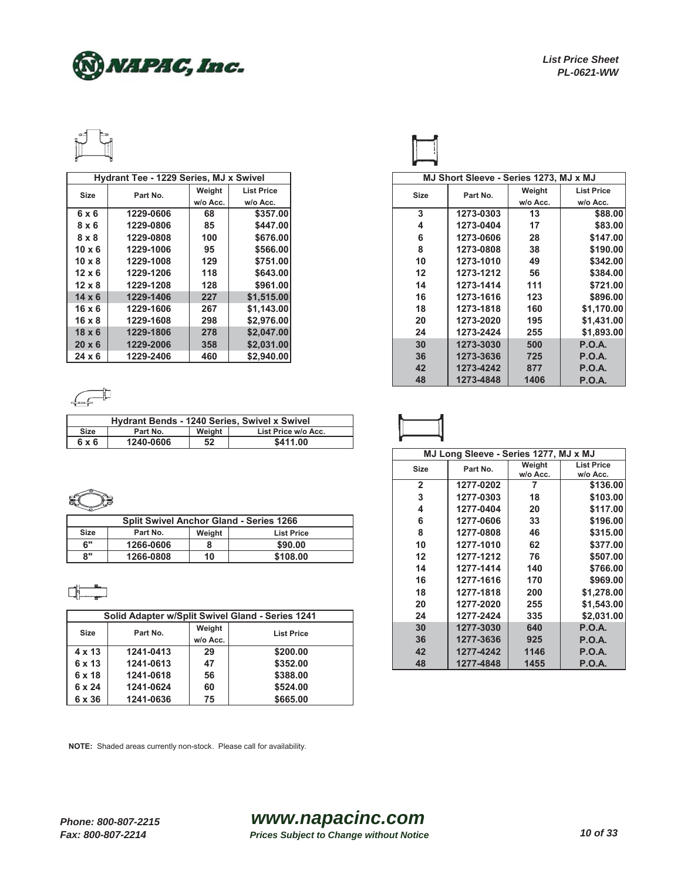NAPAC, Inc.

*List Price Sheet*
*PL-0621-WW*

| Hydrant Tee - 1229 Series, MJ x Swivel | | | |
|---|---|---|---|
| Size | Part No. | Weight w/o Acc. | List Price w/o Acc. |
| 6 x 6 | 1229-0606 | 68 | $357.00 |
| 8 x 6 | 1229-0806 | 85 | $447.00 |
| 8 x 8 | 1229-0808 | 100 | $676.00 |
| 10 x 6 | 1229-1006 | 95 | $566.00 |
| 10 x 8 | 1229-1008 | 129 | $751.00 |
| 12 x 6 | 1229-1206 | 118 | $643.00 |
| 12 x 8 | 1229-1208 | 128 | $961.00 |
| 14 x 6 | 1229-1406 | 227 | $1,515.00 |
| 16 x 6 | 1229-1606 | 267 | $1,143.00 |
| 16 x 8 | 1229-1608 | 298 | $2,976.00 |
| 18 x 6 | 1229-1806 | 278 | $2,047.00 |
| 20 x 6 | 1229-2006 | 358 | $2,031.00 |
| 24 x 6 | 1229-2406 | 460 | $2,940.00 |

| Hydrant Bends - 1240 Series, Swivel x Swivel | | | |
|---|---|---|---|
| Size | Part No. | Weight | List Price w/o Acc. |
| 6 x 6 | 1240-0606 | 52 | $411.00 |

| Split Swivel Anchor Gland - Series 1266 | | | |
|---|---|---|---|
| Size | Part No. | Weight | List Price |
| 6" | 1266-0606 | 8 | $90.00 |
| 8" | 1266-0808 | 10 | $108.00 |

| Solid Adapter w/Split Swivel Gland - Series 1241 | | | |
|---|---|---|---|
| Size | Part No. | Weight w/o Acc. | List Price |
| 4 x 13 | 1241-0413 | 29 | $200.00 |
| 6 x 13 | 1241-0613 | 47 | $352.00 |
| 6 x 18 | 1241-0618 | 56 | $388.00 |
| 6 x 24 | 1241-0624 | 60 | $524.00 |
| 6 x 36 | 1241-0636 | 75 | $665.00 |

| MJ Short Sleeve - Series 1273, MJ x MJ | | | |
|---|---|---|---|
| Size | Part No. | Weight w/o Acc. | List Price w/o Acc. |
| 3 | 1273-0303 | 13 | $88.00 |
| 4 | 1273-0404 | 17 | $83.00 |
| 6 | 1273-0606 | 28 | $147.00 |
| 8 | 1273-0808 | 38 | $190.00 |
| 10 | 1273-1010 | 49 | $342.00 |
| 12 | 1273-1212 | 56 | $384.00 |
| 14 | 1273-1414 | 111 | $721.00 |
| 16 | 1273-1616 | 123 | $896.00 |
| 18 | 1273-1818 | 160 | $1,170.00 |
| 20 | 1273-2020 | 195 | $1,431.00 |
| 24 | 1273-2424 | 255 | $1,893.00 |
| 30 | 1273-3030 | 500 | P.O.A. |
| 36 | 1273-3636 | 725 | P.O.A. |
| 42 | 1273-4242 | 877 | P.O.A. |
| 48 | 1273-4848 | 1406 | P.O.A. |

| MJ Long Sleeve - Series 1277, MJ x MJ | | | |
|---|---|---|---|
| Size | Part No. | Weight w/o Acc. | List Price w/o Acc. |
| 2 | 1277-0202 | 7 | $136.00 |
| 3 | 1277-0303 | 18 | $103.00 |
| 4 | 1277-0404 | 20 | $117.00 |
| 6 | 1277-0606 | 33 | $196.00 |
| 8 | 1277-0808 | 46 | $315.00 |
| 10 | 1277-1010 | 62 | $377.00 |
| 12 | 1277-1212 | 76 | $507.00 |
| 14 | 1277-1414 | 140 | $766.00 |
| 16 | 1277-1616 | 170 | $969.00 |
| 18 | 1277-1818 | 200 | $1,278.00 |
| 20 | 1277-2020 | 255 | $1,543.00 |
| 24 | 1277-2424 | 335 | $2,031.00 |
| 30 | 1277-3030 | 640 | P.O.A. |
| 36 | 1277-3636 | 925 | P.O.A. |
| 42 | 1277-4242 | 1146 | P.O.A. |
| 48 | 1277-4848 | 1455 | P.O.A. |

**NOTE:** Shaded areas currently non-stock. Please call for availability.

*Phone: 800-807-2215*
*Fax: 800-807-2214*

***www.napacinc.com***
***Prices Subject to Change without Notice***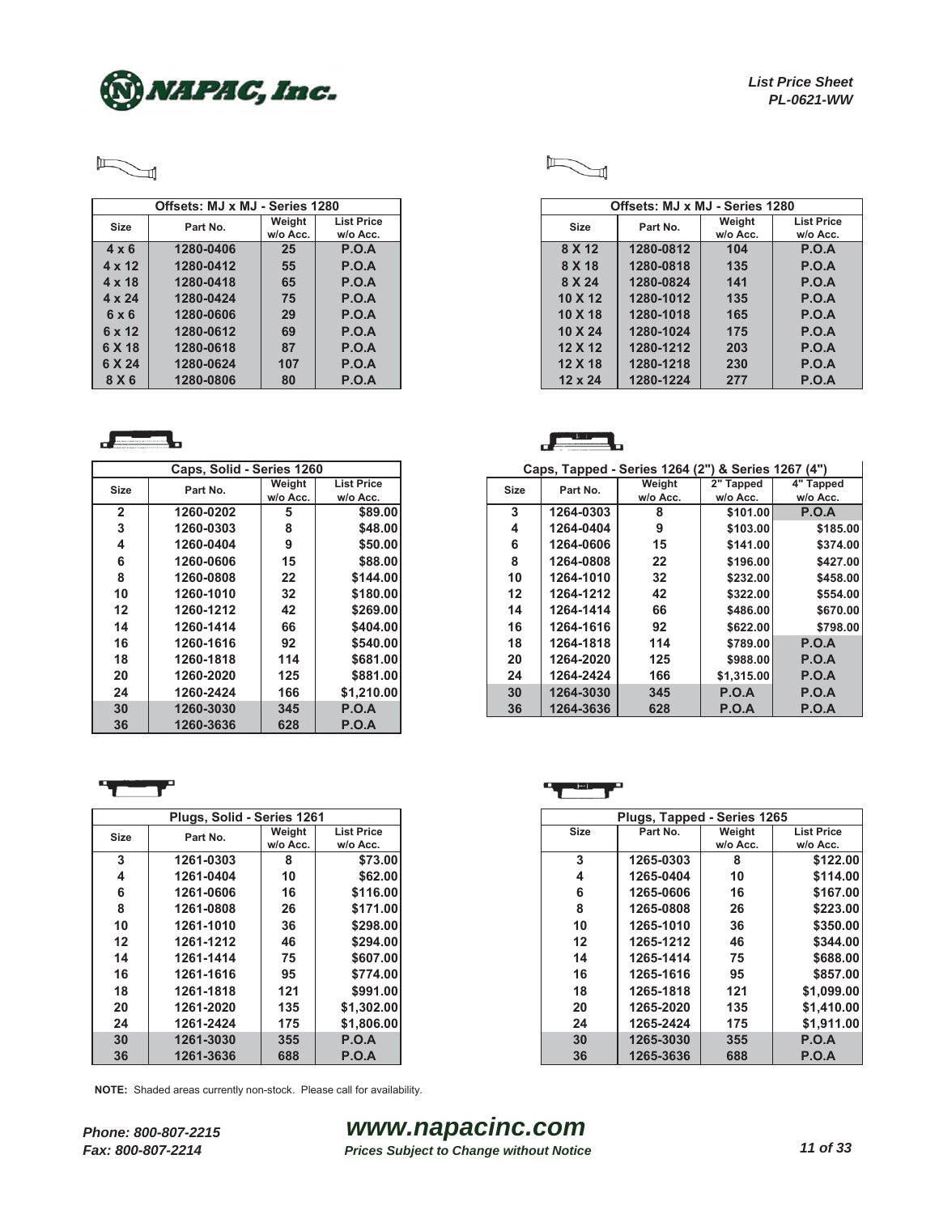# NAPAC, Inc.

*List Price Sheet*
*PL-0621-WW*

| Offsets: MJ x MJ - Series 1280 | | | |
|---|---|---|---|
| Size | Part No. | Weight w/o Acc. | List Price w/o Acc. |
| 4 x 6 | 1280-0406 | 25 | P.O.A |
| 4 x 12 | 1280-0412 | 55 | P.O.A |
| 4 x 18 | 1280-0418 | 65 | P.O.A |
| 4 x 24 | 1280-0424 | 75 | P.O.A |
| 6 x 6 | 1280-0606 | 29 | P.O.A |
| 6 x 12 | 1280-0612 | 69 | P.O.A |
| 6 X 18 | 1280-0618 | 87 | P.O.A |
| 6 X 24 | 1280-0624 | 107 | P.O.A |
| 8 X 6 | 1280-0806 | 80 | P.O.A |

| Offsets: MJ x MJ - Series 1280 | | | |
|---|---|---|---|
| Size | Part No. | Weight w/o Acc. | List Price w/o Acc. |
| 8 X 12 | 1280-0812 | 104 | P.O.A |
| 8 X 18 | 1280-0818 | 135 | P.O.A |
| 8 X 24 | 1280-0824 | 141 | P.O.A |
| 10 X 12 | 1280-1012 | 135 | P.O.A |
| 10 X 18 | 1280-1018 | 165 | P.O.A |
| 10 X 24 | 1280-1024 | 175 | P.O.A |
| 12 X 12 | 1280-1212 | 203 | P.O.A |
| 12 X 18 | 1280-1218 | 230 | P.O.A |
| 12 x 24 | 1280-1224 | 277 | P.O.A |

| Caps, Solid - Series 1260 | | | |
|---|---|---|---|
| Size | Part No. | Weight w/o Acc. | List Price w/o Acc. |
| 2 | 1260-0202 | 5 | $89.00 |
| 3 | 1260-0303 | 8 | $48.00 |
| 4 | 1260-0404 | 9 | $50.00 |
| 6 | 1260-0606 | 15 | $88.00 |
| 8 | 1260-0808 | 22 | $144.00 |
| 10 | 1260-1010 | 32 | $180.00 |
| 12 | 1260-1212 | 42 | $269.00 |
| 14 | 1260-1414 | 66 | $404.00 |
| 16 | 1260-1616 | 92 | $540.00 |
| 18 | 1260-1818 | 114 | $681.00 |
| 20 | 1260-2020 | 125 | $881.00 |
| 24 | 1260-2424 | 166 | $1,210.00 |
| 30 | 1260-3030 | 345 | P.O.A |
| 36 | 1260-3636 | 628 | P.O.A |

| Caps, Tapped - Series 1264 (2") & Series 1267 (4") | | | | |
|---|---|---|---|---|
| Size | Part No. | Weight w/o Acc. | 2" Tapped w/o Acc. | 4" Tapped w/o Acc. |
| 3 | 1264-0303 | 8 | $101.00 | P.O.A |
| 4 | 1264-0404 | 9 | $103.00 | $185.00 |
| 6 | 1264-0606 | 15 | $141.00 | $374.00 |
| 8 | 1264-0808 | 22 | $196.00 | $427.00 |
| 10 | 1264-1010 | 32 | $232.00 | $458.00 |
| 12 | 1264-1212 | 42 | $322.00 | $554.00 |
| 14 | 1264-1414 | 66 | $486.00 | $670.00 |
| 16 | 1264-1616 | 92 | $622.00 | $798.00 |
| 18 | 1264-1818 | 114 | $789.00 | P.O.A |
| 20 | 1264-2020 | 125 | $988.00 | P.O.A |
| 24 | 1264-2424 | 166 | $1,315.00 | P.O.A |
| 30 | 1264-3030 | 345 | P.O.A | P.O.A |
| 36 | 1264-3636 | 628 | P.O.A | P.O.A |

| Plugs, Solid - Series 1261 | | | |
|---|---|---|---|
| Size | Part No. | Weight w/o Acc. | List Price w/o Acc. |
| 3 | 1261-0303 | 8 | $73.00 |
| 4 | 1261-0404 | 10 | $62.00 |
| 6 | 1261-0606 | 16 | $116.00 |
| 8 | 1261-0808 | 26 | $171.00 |
| 10 | 1261-1010 | 36 | $298.00 |
| 12 | 1261-1212 | 46 | $294.00 |
| 14 | 1261-1414 | 75 | $607.00 |
| 16 | 1261-1616 | 95 | $774.00 |
| 18 | 1261-1818 | 121 | $991.00 |
| 20 | 1261-2020 | 135 | $1,302.00 |
| 24 | 1261-2424 | 175 | $1,806.00 |
| 30 | 1261-3030 | 355 | P.O.A |
| 36 | 1261-3636 | 688 | P.O.A |

| Plugs, Tapped - Series 1265 | | | |
|---|---|---|---|
| Size | Part No. | Weight w/o Acc. | List Price w/o Acc. |
| 3 | 1265-0303 | 8 | $122.00 |
| 4 | 1265-0404 | 10 | $114.00 |
| 6 | 1265-0606 | 16 | $167.00 |
| 8 | 1265-0808 | 26 | $223.00 |
| 10 | 1265-1010 | 36 | $350.00 |
| 12 | 1265-1212 | 46 | $344.00 |
| 14 | 1265-1414 | 75 | $688.00 |
| 16 | 1265-1616 | 95 | $857.00 |
| 18 | 1265-1818 | 121 | $1,099.00 |
| 20 | 1265-2020 | 135 | $1,410.00 |
| 24 | 1265-2424 | 175 | $1,911.00 |
| 30 | 1265-3030 | 355 | P.O.A |
| 36 | 1265-3636 | 688 | P.O.A |

**NOTE:** Shaded areas currently non-stock. Please call for availability.

*Phone: 800-807-2215*
*Fax: 800-807-2214*

**www.napacinc.com**
*Prices Subject to Change without Notice*